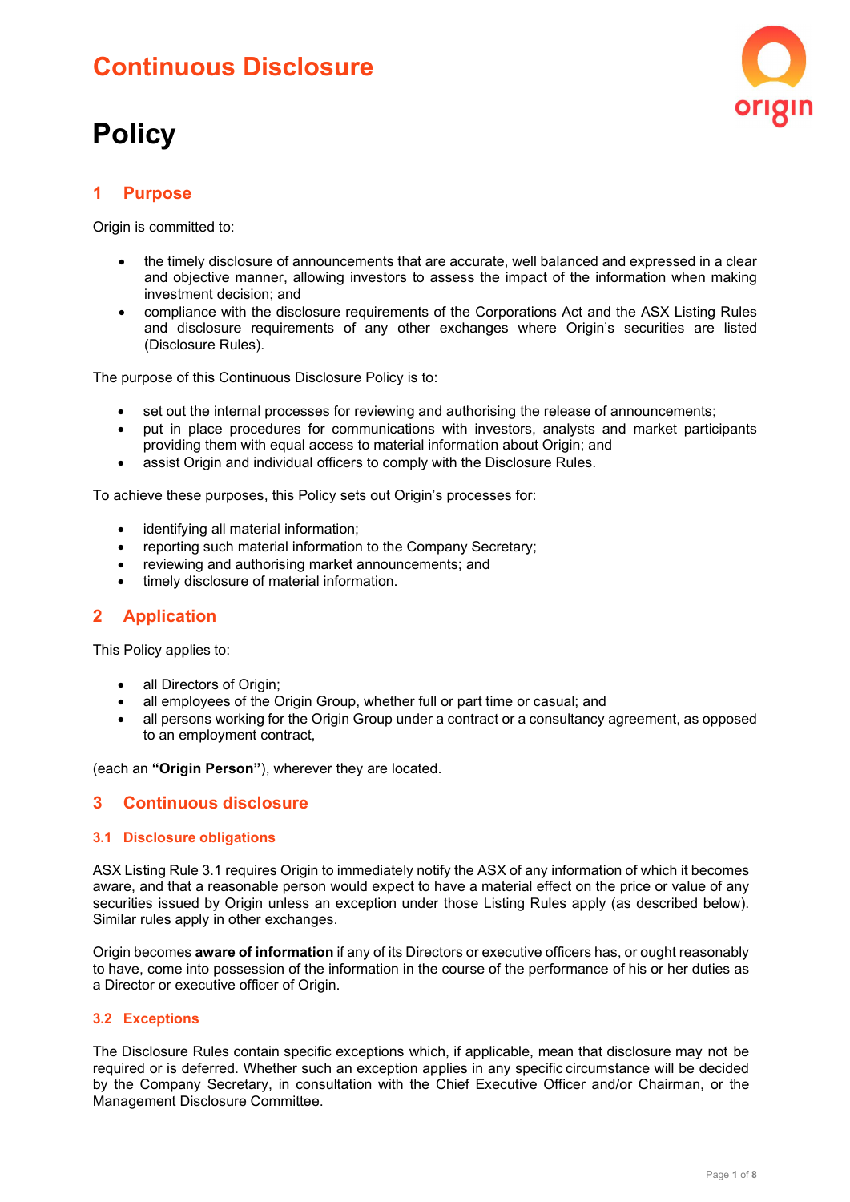# Continuous Disclosure

# Policy

## 1 Purpose

Origin is committed to:

- the timely disclosure of announcements that are accurate, well balanced and expressed in a clear and objective manner, allowing investors to assess the impact of the information when making investment decision; and
- compliance with the disclosure requirements of the Corporations Act and the ASX Listing Rules and disclosure requirements of any other exchanges where Origin's securities are listed (Disclosure Rules).

The purpose of this Continuous Disclosure Policy is to:

- set out the internal processes for reviewing and authorising the release of announcements;
- put in place procedures for communications with investors, analysts and market participants providing them with equal access to material information about Origin; and
- assist Origin and individual officers to comply with the Disclosure Rules.

To achieve these purposes, this Policy sets out Origin's processes for:

- identifying all material information;
- reporting such material information to the Company Secretary;
- reviewing and authorising market announcements; and
- timely disclosure of material information.

## 2 Application

This Policy applies to:

- all Directors of Origin;
- all employees of the Origin Group, whether full or part time or casual; and
- all persons working for the Origin Group under a contract or a consultancy agreement, as opposed to an employment contract,

(each an **"Origin Person"**), wherever they are located.

## 3 Continuous disclosure

### 3.1 Disclosure obligations

ASX Listing Rule 3.1 requires Origin to immediately notify the ASX of any information of which it becomes aware, and that a reasonable person would expect to have a material effect on the price or value of any securities issued by Origin unless an exception under those Listing Rules apply (as described below). Similar rules apply in other exchanges.

Origin becomes **aware of information** if any of its Directors or executive officers has, or ought reasonably to have, come into possession of the information in the course of the performance of his or her duties as a Director or executive officer of Origin.

### 3.2 Exceptions

The Disclosure Rules contain specific exceptions which, if applicable, mean that disclosure may not be required or is deferred. Whether such an exception applies in any specific circumstance will be decided by the Company Secretary, in consultation with the Chief Executive Officer and/or Chairman, or the Management Disclosure Committee.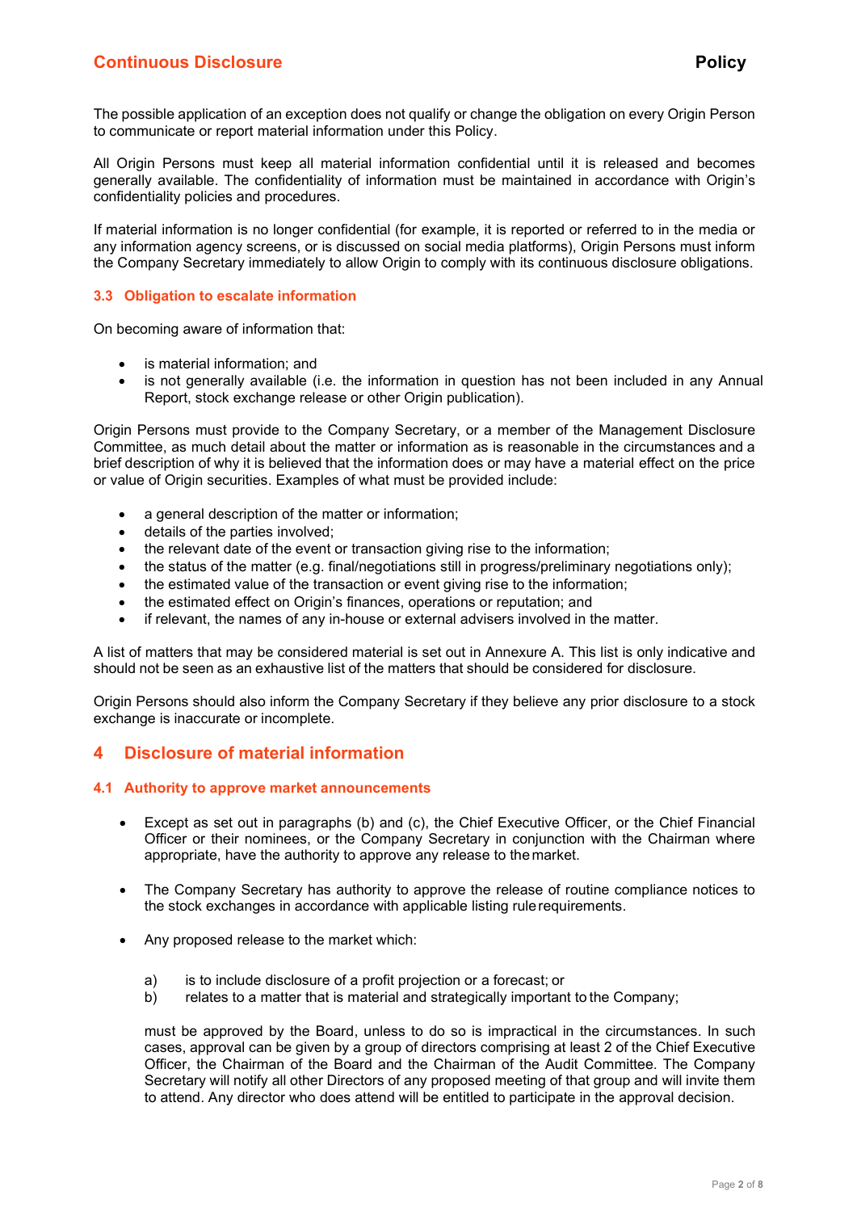The possible application of an exception does not qualify or change the obligation on every Origin Person to communicate or report material information under this Policy.

All Origin Persons must keep all material information confidential until it is released and becomes generally available. The confidentiality of information must be maintained in accordance with Origin's confidentiality policies and procedures.

If material information is no longer confidential (for example, it is reported or referred to in the media or any information agency screens, or is discussed on social media platforms), Origin Persons must inform the Company Secretary immediately to allow Origin to comply with its continuous disclosure obligations.

### 3.3 Obligation to escalate information

On becoming aware of information that:

- is material information; and
- is not generally available (i.e. the information in question has not been included in any Annual Report, stock exchange release or other Origin publication).

Origin Persons must provide to the Company Secretary, or a member of the Management Disclosure Committee, as much detail about the matter or information as is reasonable in the circumstances and a brief description of why it is believed that the information does or may have a material effect on the price or value of Origin securities. Examples of what must be provided include:

- a general description of the matter or information;
- details of the parties involved;
- the relevant date of the event or transaction giving rise to the information;
- the status of the matter (e.g. final/negotiations still in progress/preliminary negotiations only);
- the estimated value of the transaction or event giving rise to the information;
- the estimated effect on Origin's finances, operations or reputation; and
- if relevant, the names of any in-house or external advisers involved in the matter.

A list of matters that may be considered material is set out in Annexure A. This list is only indicative and should not be seen as an exhaustive list of the matters that should be considered for disclosure.

Origin Persons should also inform the Company Secretary if they believe any prior disclosure to a stock exchange is inaccurate or incomplete.

## 4 Disclosure of material information

### 4.1 Authority to approve market announcements

- Except as set out in paragraphs (b) and (c), the Chief Executive Officer, or the Chief Financial Officer or their nominees, or the Company Secretary in conjunction with the Chairman where appropriate, have the authority to approve any release to the market.

- The Company Secretary has authority to approve the release of routine compliance notices to the stock exchanges in accordance with applicable listing rule requirements.

- Any proposed release to the market which:

  a) is to include disclosure of a profit projection or a forecast; or
  b) relates to a matter that is material and strategically important to the Company;

  must be approved by the Board, unless to do so is impractical in the circumstances. In such cases, approval can be given by a group of directors comprising at least 2 of the Chief Executive Officer, the Chairman of the Board and the Chairman of the Audit Committee. The Company Secretary will notify all other Directors of any proposed meeting of that group and will invite them to attend. Any director who does attend will be entitled to participate in the approval decision.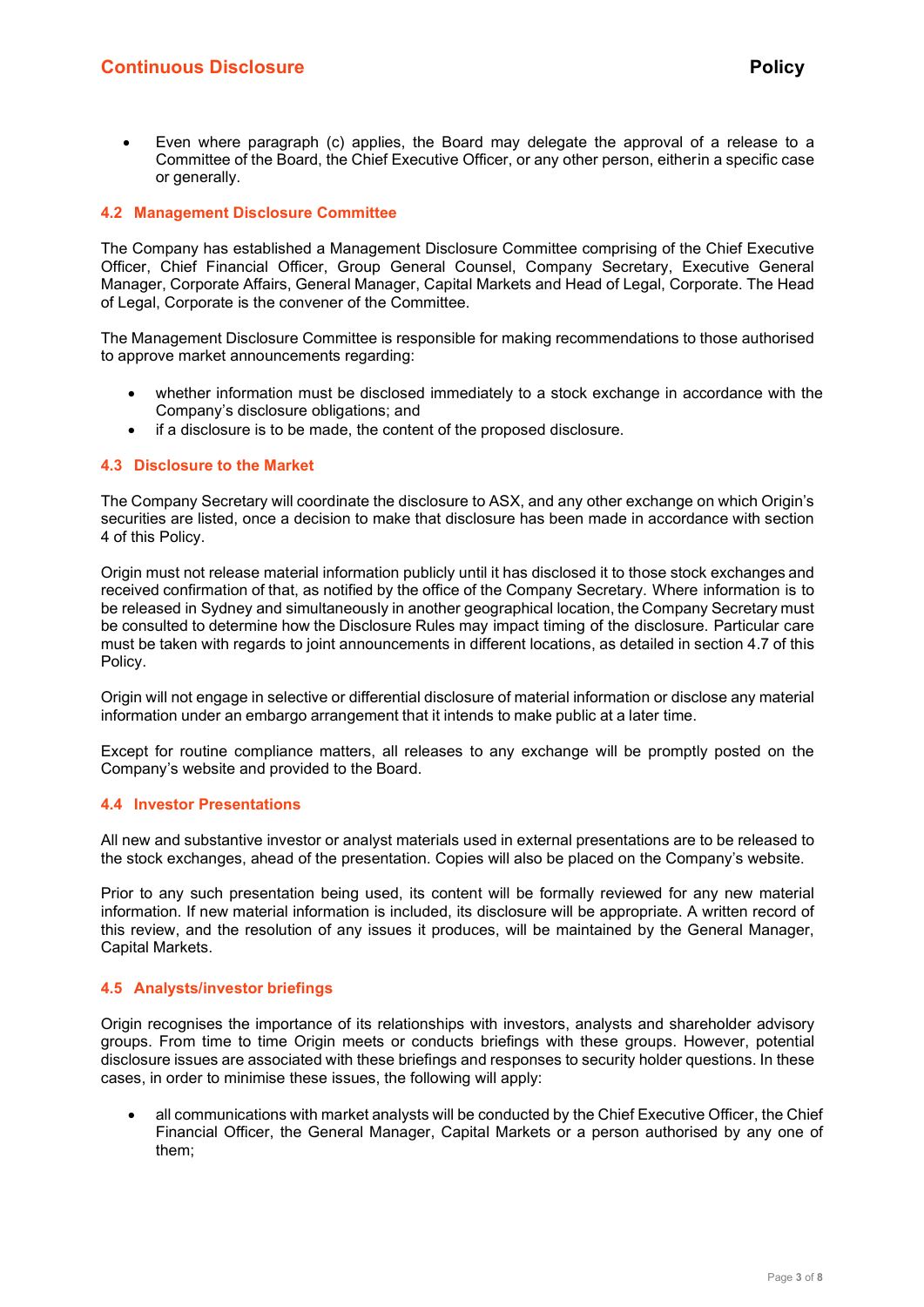- Even where paragraph (c) applies, the Board may delegate the approval of a release to a Committee of the Board, the Chief Executive Officer, or any other person, eitherin a specific case or generally.

### 4.2 Management Disclosure Committee

The Company has established a Management Disclosure Committee comprising of the Chief Executive Officer, Chief Financial Officer, Group General Counsel, Company Secretary, Executive General Manager, Corporate Affairs, General Manager, Capital Markets and Head of Legal, Corporate. The Head of Legal, Corporate is the convener of the Committee.

The Management Disclosure Committee is responsible for making recommendations to those authorised to approve market announcements regarding:

- whether information must be disclosed immediately to a stock exchange in accordance with the Company's disclosure obligations; and
- if a disclosure is to be made, the content of the proposed disclosure.

### 4.3 Disclosure to the Market

The Company Secretary will coordinate the disclosure to ASX, and any other exchange on which Origin's securities are listed, once a decision to make that disclosure has been made in accordance with section 4 of this Policy.

Origin must not release material information publicly until it has disclosed it to those stock exchanges and received confirmation of that, as notified by the office of the Company Secretary. Where information is to be released in Sydney and simultaneously in another geographical location, the Company Secretary must be consulted to determine how the Disclosure Rules may impact timing of the disclosure. Particular care must be taken with regards to joint announcements in different locations, as detailed in section 4.7 of this Policy.

Origin will not engage in selective or differential disclosure of material information or disclose any material information under an embargo arrangement that it intends to make public at a later time.

Except for routine compliance matters, all releases to any exchange will be promptly posted on the Company's website and provided to the Board.

### 4.4 Investor Presentations

All new and substantive investor or analyst materials used in external presentations are to be released to the stock exchanges, ahead of the presentation. Copies will also be placed on the Company's website.

Prior to any such presentation being used, its content will be formally reviewed for any new material information. If new material information is included, its disclosure will be appropriate. A written record of this review, and the resolution of any issues it produces, will be maintained by the General Manager, Capital Markets.

### 4.5 Analysts/investor briefings

Origin recognises the importance of its relationships with investors, analysts and shareholder advisory groups. From time to time Origin meets or conducts briefings with these groups. However, potential disclosure issues are associated with these briefings and responses to security holder questions. In these cases, in order to minimise these issues, the following will apply:

- all communications with market analysts will be conducted by the Chief Executive Officer, the Chief Financial Officer, the General Manager, Capital Markets or a person authorised by any one of them;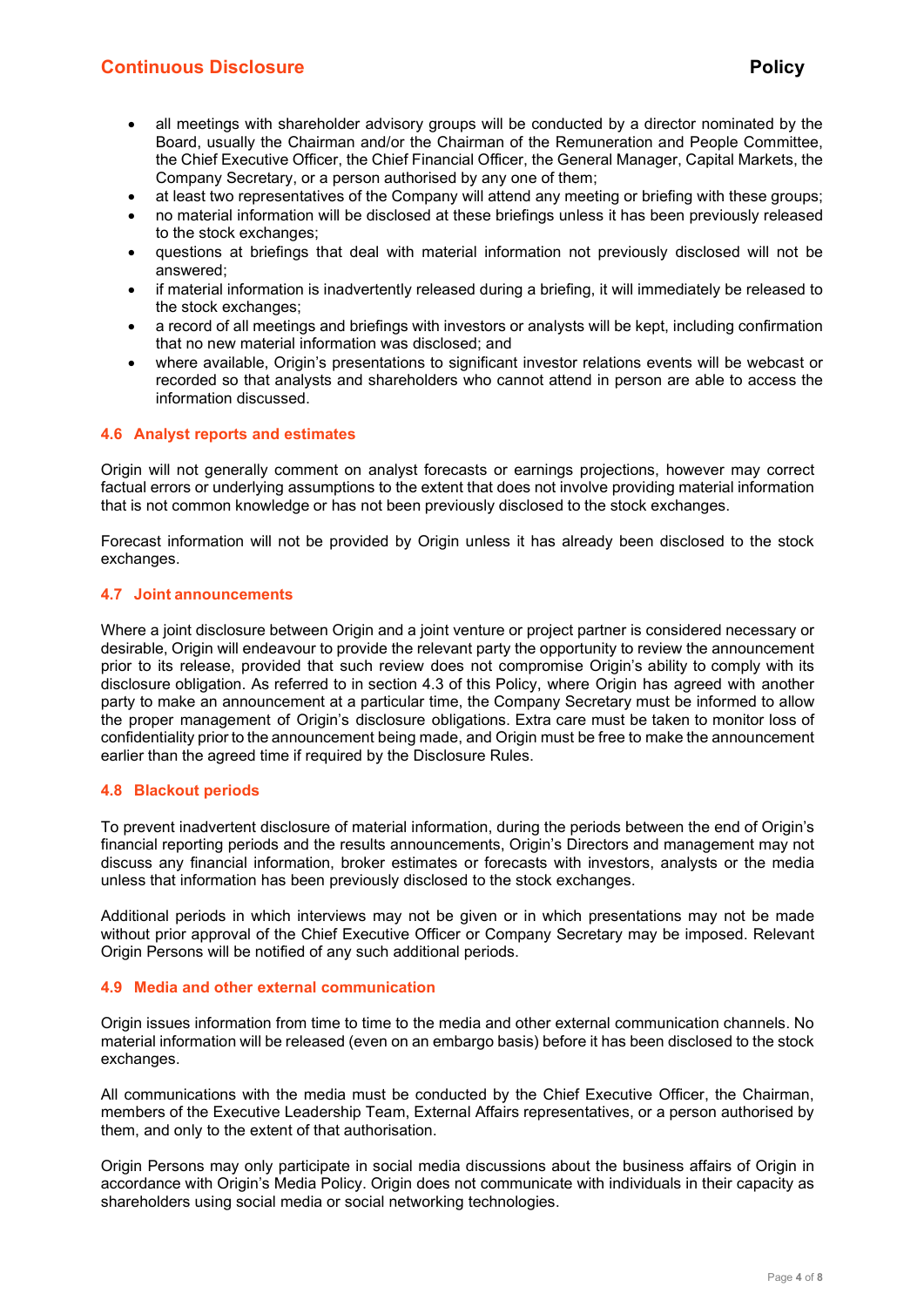- all meetings with shareholder advisory groups will be conducted by a director nominated by the Board, usually the Chairman and/or the Chairman of the Remuneration and People Committee, the Chief Executive Officer, the Chief Financial Officer, the General Manager, Capital Markets, the Company Secretary, or a person authorised by any one of them;
- at least two representatives of the Company will attend any meeting or briefing with these groups;
- no material information will be disclosed at these briefings unless it has been previously released to the stock exchanges;
- questions at briefings that deal with material information not previously disclosed will not be answered;
- if material information is inadvertently released during a briefing, it will immediately be released to the stock exchanges;
- a record of all meetings and briefings with investors or analysts will be kept, including confirmation that no new material information was disclosed; and
- where available, Origin's presentations to significant investor relations events will be webcast or recorded so that analysts and shareholders who cannot attend in person are able to access the information discussed.

### 4.6 Analyst reports and estimates

Origin will not generally comment on analyst forecasts or earnings projections, however may correct factual errors or underlying assumptions to the extent that does not involve providing material information that is not common knowledge or has not been previously disclosed to the stock exchanges.

Forecast information will not be provided by Origin unless it has already been disclosed to the stock exchanges.

### 4.7 Joint announcements

Where a joint disclosure between Origin and a joint venture or project partner is considered necessary or desirable, Origin will endeavour to provide the relevant party the opportunity to review the announcement prior to its release, provided that such review does not compromise Origin's ability to comply with its disclosure obligation. As referred to in section 4.3 of this Policy, where Origin has agreed with another party to make an announcement at a particular time, the Company Secretary must be informed to allow the proper management of Origin's disclosure obligations. Extra care must be taken to monitor loss of confidentiality prior to the announcement being made, and Origin must be free to make the announcement earlier than the agreed time if required by the Disclosure Rules.

### 4.8 Blackout periods

To prevent inadvertent disclosure of material information, during the periods between the end of Origin's financial reporting periods and the results announcements, Origin's Directors and management may not discuss any financial information, broker estimates or forecasts with investors, analysts or the media unless that information has been previously disclosed to the stock exchanges.

Additional periods in which interviews may not be given or in which presentations may not be made without prior approval of the Chief Executive Officer or Company Secretary may be imposed. Relevant Origin Persons will be notified of any such additional periods.

### 4.9 Media and other external communication

Origin issues information from time to time to the media and other external communication channels. No material information will be released (even on an embargo basis) before it has been disclosed to the stock exchanges.

All communications with the media must be conducted by the Chief Executive Officer, the Chairman, members of the Executive Leadership Team, External Affairs representatives, or a person authorised by them, and only to the extent of that authorisation.

Origin Persons may only participate in social media discussions about the business affairs of Origin in accordance with Origin's Media Policy. Origin does not communicate with individuals in their capacity as shareholders using social media or social networking technologies.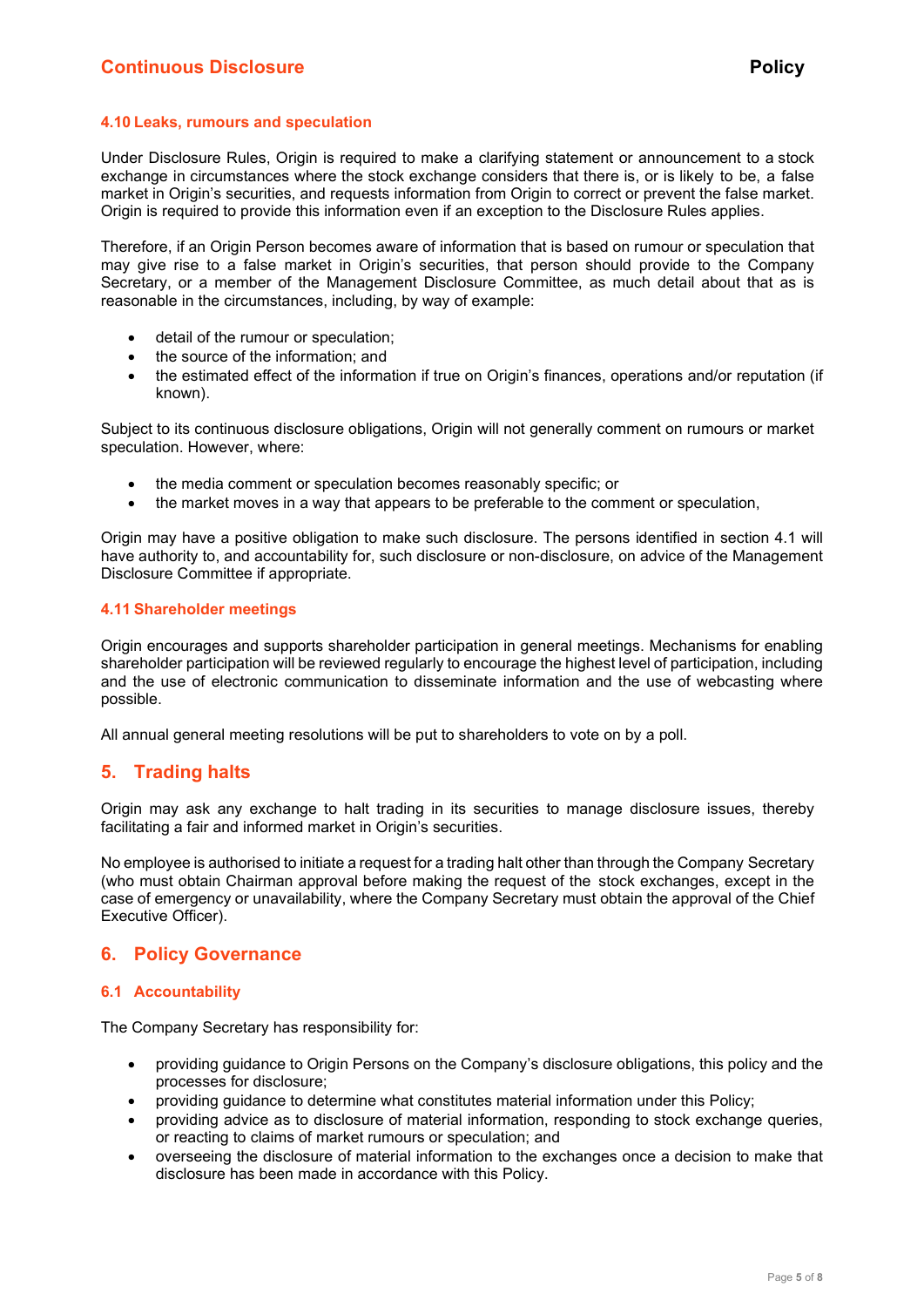### 4.10 Leaks, rumours and speculation

Under Disclosure Rules, Origin is required to make a clarifying statement or announcement to a stock exchange in circumstances where the stock exchange considers that there is, or is likely to be, a false market in Origin's securities, and requests information from Origin to correct or prevent the false market. Origin is required to provide this information even if an exception to the Disclosure Rules applies.

Therefore, if an Origin Person becomes aware of information that is based on rumour or speculation that may give rise to a false market in Origin's securities, that person should provide to the Company Secretary, or a member of the Management Disclosure Committee, as much detail about that as is reasonable in the circumstances, including, by way of example:

- detail of the rumour or speculation;
- the source of the information; and
- the estimated effect of the information if true on Origin's finances, operations and/or reputation (if known).

Subject to its continuous disclosure obligations, Origin will not generally comment on rumours or market speculation. However, where:

- the media comment or speculation becomes reasonably specific; or
- the market moves in a way that appears to be preferable to the comment or speculation,

Origin may have a positive obligation to make such disclosure. The persons identified in section 4.1 will have authority to, and accountability for, such disclosure or non-disclosure, on advice of the Management Disclosure Committee if appropriate.

### 4.11 Shareholder meetings

Origin encourages and supports shareholder participation in general meetings. Mechanisms for enabling shareholder participation will be reviewed regularly to encourage the highest level of participation, including and the use of electronic communication to disseminate information and the use of webcasting where possible.

All annual general meeting resolutions will be put to shareholders to vote on by a poll.

## 5. Trading halts

Origin may ask any exchange to halt trading in its securities to manage disclosure issues, thereby facilitating a fair and informed market in Origin's securities.

No employee is authorised to initiate a request for a trading halt other than through the Company Secretary (who must obtain Chairman approval before making the request of the stock exchanges, except in the case of emergency or unavailability, where the Company Secretary must obtain the approval of the Chief Executive Officer).

## 6. Policy Governance

### 6.1 Accountability

The Company Secretary has responsibility for:

- providing guidance to Origin Persons on the Company's disclosure obligations, this policy and the processes for disclosure;
- providing guidance to determine what constitutes material information under this Policy;
- providing advice as to disclosure of material information, responding to stock exchange queries, or reacting to claims of market rumours or speculation; and
- overseeing the disclosure of material information to the exchanges once a decision to make that disclosure has been made in accordance with this Policy.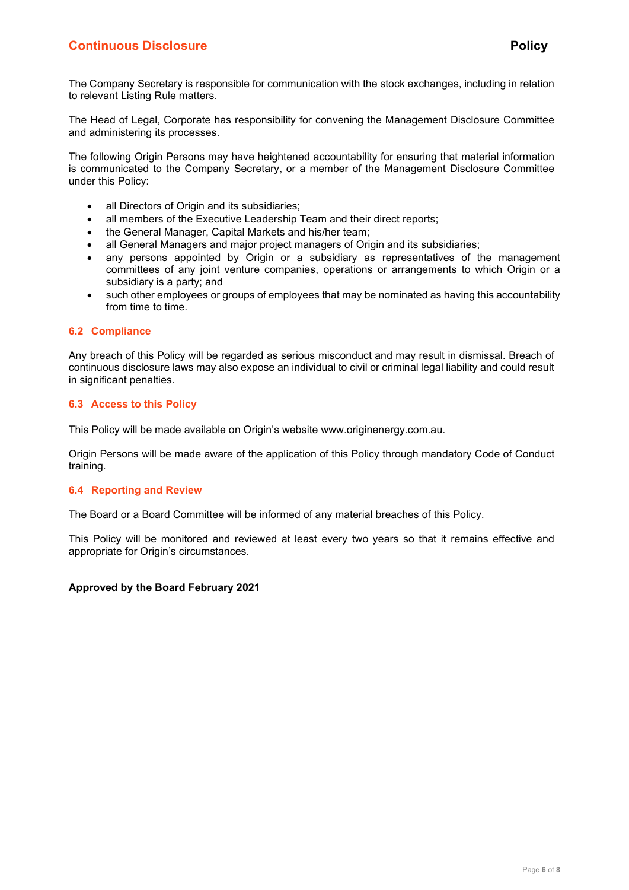The Company Secretary is responsible for communication with the stock exchanges, including in relation to relevant Listing Rule matters.

The Head of Legal, Corporate has responsibility for convening the Management Disclosure Committee and administering its processes.

The following Origin Persons may have heightened accountability for ensuring that material information is communicated to the Company Secretary, or a member of the Management Disclosure Committee under this Policy:

- all Directors of Origin and its subsidiaries;
- all members of the Executive Leadership Team and their direct reports;
- the General Manager, Capital Markets and his/her team;
- all General Managers and major project managers of Origin and its subsidiaries;
- any persons appointed by Origin or a subsidiary as representatives of the management committees of any joint venture companies, operations or arrangements to which Origin or a subsidiary is a party; and
- such other employees or groups of employees that may be nominated as having this accountability from time to time.

### 6.2 Compliance

Any breach of this Policy will be regarded as serious misconduct and may result in dismissal. Breach of continuous disclosure laws may also expose an individual to civil or criminal legal liability and could result in significant penalties.

### 6.3 Access to this Policy

This Policy will be made available on Origin's website www.originenergy.com.au.

Origin Persons will be made aware of the application of this Policy through mandatory Code of Conduct training.

### 6.4 Reporting and Review

The Board or a Board Committee will be informed of any material breaches of this Policy.

This Policy will be monitored and reviewed at least every two years so that it remains effective and appropriate for Origin's circumstances.

**Approved by the Board February 2021**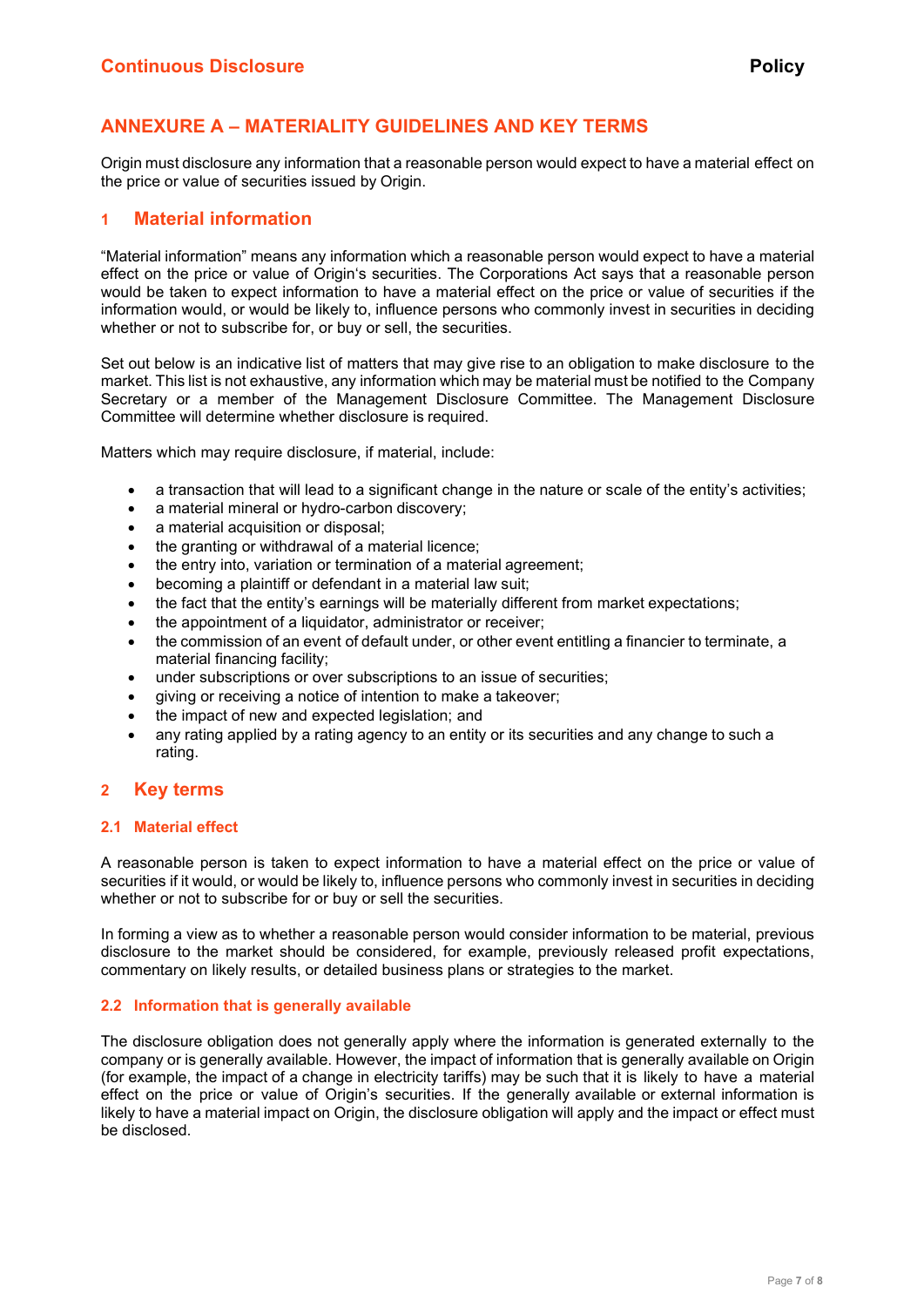## ANNEXURE A – MATERIALITY GUIDELINES AND KEY TERMS

Origin must disclosure any information that a reasonable person would expect to have a material effect on the price or value of securities issued by Origin.

### 1 Material information

"Material information" means any information which a reasonable person would expect to have a material effect on the price or value of Origin's securities. The Corporations Act says that a reasonable person would be taken to expect information to have a material effect on the price or value of securities if the information would, or would be likely to, influence persons who commonly invest in securities in deciding whether or not to subscribe for, or buy or sell, the securities.

Set out below is an indicative list of matters that may give rise to an obligation to make disclosure to the market. This list is not exhaustive, any information which may be material must be notified to the Company Secretary or a member of the Management Disclosure Committee. The Management Disclosure Committee will determine whether disclosure is required.

Matters which may require disclosure, if material, include:

- a transaction that will lead to a significant change in the nature or scale of the entity's activities;
- a material mineral or hydro-carbon discovery;
- a material acquisition or disposal;
- the granting or withdrawal of a material licence;
- the entry into, variation or termination of a material agreement;
- becoming a plaintiff or defendant in a material law suit;
- the fact that the entity's earnings will be materially different from market expectations;
- the appointment of a liquidator, administrator or receiver;
- the commission of an event of default under, or other event entitling a financier to terminate, a material financing facility;
- under subscriptions or over subscriptions to an issue of securities;
- giving or receiving a notice of intention to make a takeover;
- the impact of new and expected legislation; and
- any rating applied by a rating agency to an entity or its securities and any change to such a rating.

### 2 Key terms

#### 2.1 Material effect

A reasonable person is taken to expect information to have a material effect on the price or value of securities if it would, or would be likely to, influence persons who commonly invest in securities in deciding whether or not to subscribe for or buy or sell the securities.

In forming a view as to whether a reasonable person would consider information to be material, previous disclosure to the market should be considered, for example, previously released profit expectations, commentary on likely results, or detailed business plans or strategies to the market.

#### 2.2 Information that is generally available

The disclosure obligation does not generally apply where the information is generated externally to the company or is generally available. However, the impact of information that is generally available on Origin (for example, the impact of a change in electricity tariffs) may be such that it is likely to have a material effect on the price or value of Origin's securities. If the generally available or external information is likely to have a material impact on Origin, the disclosure obligation will apply and the impact or effect must be disclosed.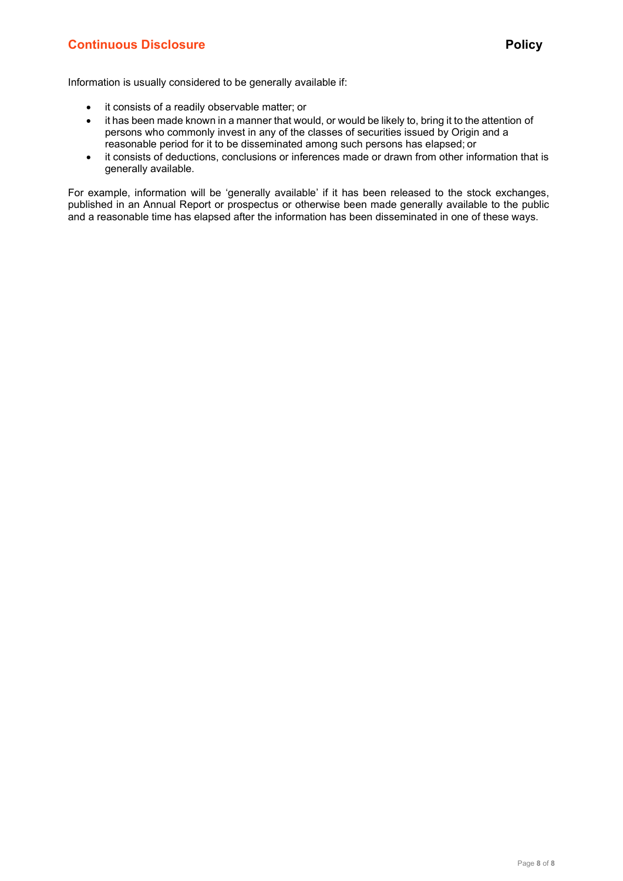Information is usually considered to be generally available if:

- it consists of a readily observable matter; or
- it has been made known in a manner that would, or would be likely to, bring it to the attention of persons who commonly invest in any of the classes of securities issued by Origin and a reasonable period for it to be disseminated among such persons has elapsed; or
- it consists of deductions, conclusions or inferences made or drawn from other information that is generally available.

For example, information will be 'generally available' if it has been released to the stock exchanges, published in an Annual Report or prospectus or otherwise been made generally available to the public and a reasonable time has elapsed after the information has been disseminated in one of these ways.